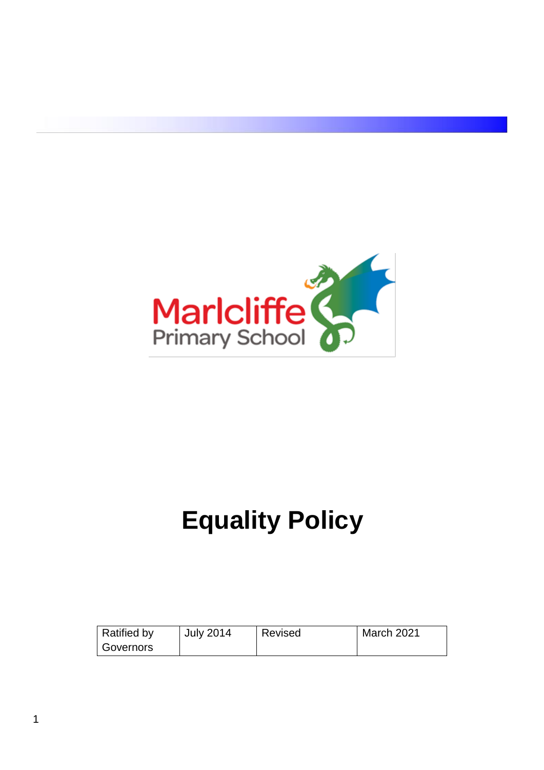Marlcliffe Primary School

# Equality Policy

| Ratified by Governors | July 2014 | Revised | March 2021 |
| --- | --- | --- | --- |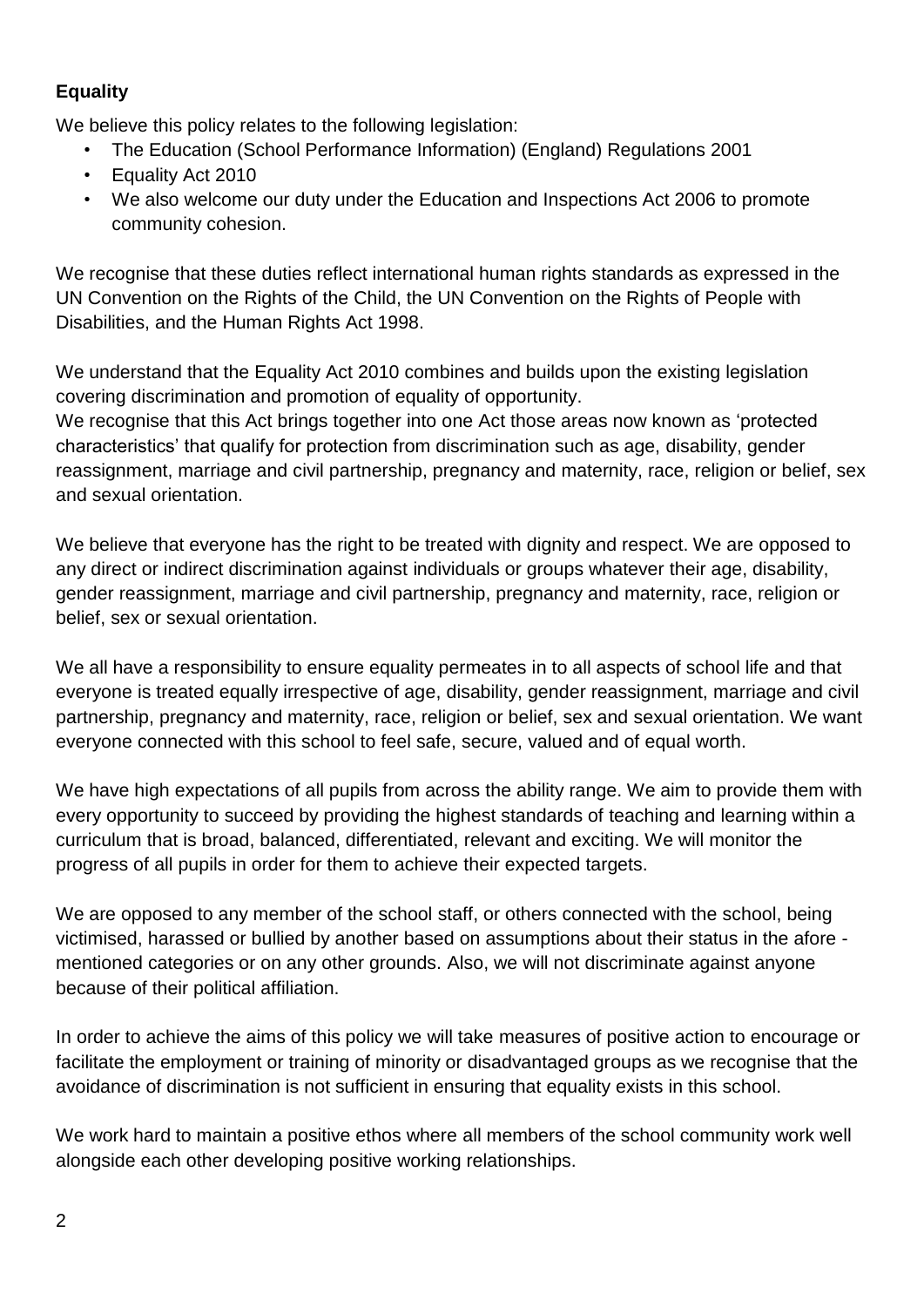**Equality**

We believe this policy relates to the following legislation:

- The Education (School Performance Information) (England) Regulations 2001
- Equality Act 2010
- We also welcome our duty under the Education and Inspections Act 2006 to promote community cohesion.

We recognise that these duties reflect international human rights standards as expressed in the UN Convention on the Rights of the Child, the UN Convention on the Rights of People with Disabilities, and the Human Rights Act 1998.

We understand that the Equality Act 2010 combines and builds upon the existing legislation covering discrimination and promotion of equality of opportunity.
We recognise that this Act brings together into one Act those areas now known as 'protected characteristics' that qualify for protection from discrimination such as age, disability, gender reassignment, marriage and civil partnership, pregnancy and maternity, race, religion or belief, sex and sexual orientation.

We believe that everyone has the right to be treated with dignity and respect. We are opposed to any direct or indirect discrimination against individuals or groups whatever their age, disability, gender reassignment, marriage and civil partnership, pregnancy and maternity, race, religion or belief, sex or sexual orientation.

We all have a responsibility to ensure equality permeates in to all aspects of school life and that everyone is treated equally irrespective of age, disability, gender reassignment, marriage and civil partnership, pregnancy and maternity, race, religion or belief, sex and sexual orientation. We want everyone connected with this school to feel safe, secure, valued and of equal worth.

We have high expectations of all pupils from across the ability range. We aim to provide them with every opportunity to succeed by providing the highest standards of teaching and learning within a curriculum that is broad, balanced, differentiated, relevant and exciting. We will monitor the progress of all pupils in order for them to achieve their expected targets.

We are opposed to any member of the school staff, or others connected with the school, being victimised, harassed or bullied by another based on assumptions about their status in the afore - mentioned categories or on any other grounds. Also, we will not discriminate against anyone because of their political affiliation.

In order to achieve the aims of this policy we will take measures of positive action to encourage or facilitate the employment or training of minority or disadvantaged groups as we recognise that the avoidance of discrimination is not sufficient in ensuring that equality exists in this school.

We work hard to maintain a positive ethos where all members of the school community work well alongside each other developing positive working relationships.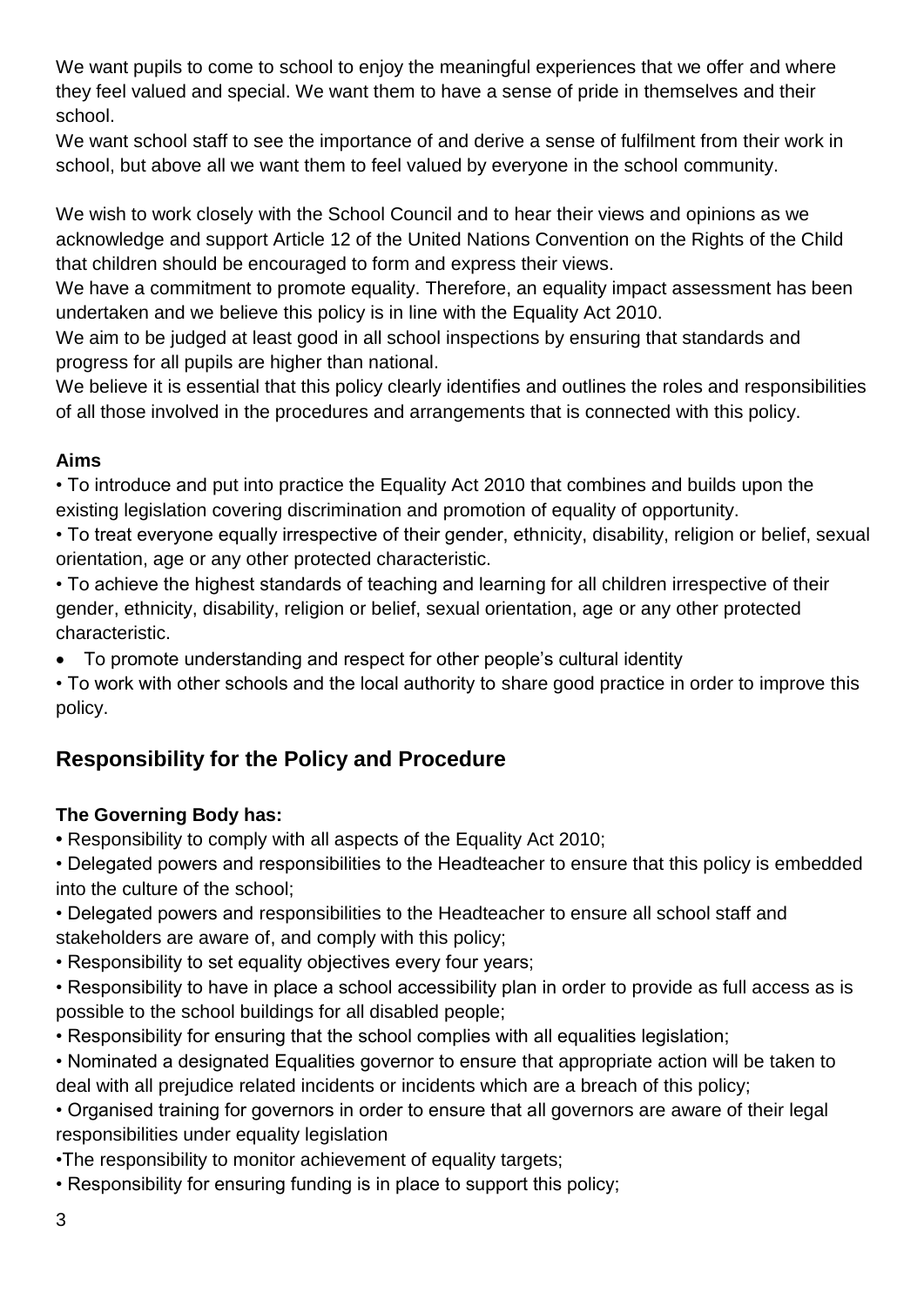We want pupils to come to school to enjoy the meaningful experiences that we offer and where they feel valued and special. We want them to have a sense of pride in themselves and their school.

We want school staff to see the importance of and derive a sense of fulfilment from their work in school, but above all we want them to feel valued by everyone in the school community.

We wish to work closely with the School Council and to hear their views and opinions as we acknowledge and support Article 12 of the United Nations Convention on the Rights of the Child that children should be encouraged to form and express their views.

We have a commitment to promote equality. Therefore, an equality impact assessment has been undertaken and we believe this policy is in line with the Equality Act 2010.

We aim to be judged at least good in all school inspections by ensuring that standards and progress for all pupils are higher than national.

We believe it is essential that this policy clearly identifies and outlines the roles and responsibilities of all those involved in the procedures and arrangements that is connected with this policy.

**Aims**

- To introduce and put into practice the Equality Act 2010 that combines and builds upon the existing legislation covering discrimination and promotion of equality of opportunity.
- To treat everyone equally irrespective of their gender, ethnicity, disability, religion or belief, sexual orientation, age or any other protected characteristic.
- To achieve the highest standards of teaching and learning for all children irrespective of their gender, ethnicity, disability, religion or belief, sexual orientation, age or any other protected characteristic.
- To promote understanding and respect for other people's cultural identity
- To work with other schools and the local authority to share good practice in order to improve this policy.

## Responsibility for the Policy and Procedure

**The Governing Body has:**

- Responsibility to comply with all aspects of the Equality Act 2010;
- Delegated powers and responsibilities to the Headteacher to ensure that this policy is embedded into the culture of the school;
- Delegated powers and responsibilities to the Headteacher to ensure all school staff and stakeholders are aware of, and comply with this policy;
- Responsibility to set equality objectives every four years;
- Responsibility to have in place a school accessibility plan in order to provide as full access as is possible to the school buildings for all disabled people;
- Responsibility for ensuring that the school complies with all equalities legislation;
- Nominated a designated Equalities governor to ensure that appropriate action will be taken to deal with all prejudice related incidents or incidents which are a breach of this policy;
- Organised training for governors in order to ensure that all governors are aware of their legal responsibilities under equality legislation
- The responsibility to monitor achievement of equality targets;
- Responsibility for ensuring funding is in place to support this policy;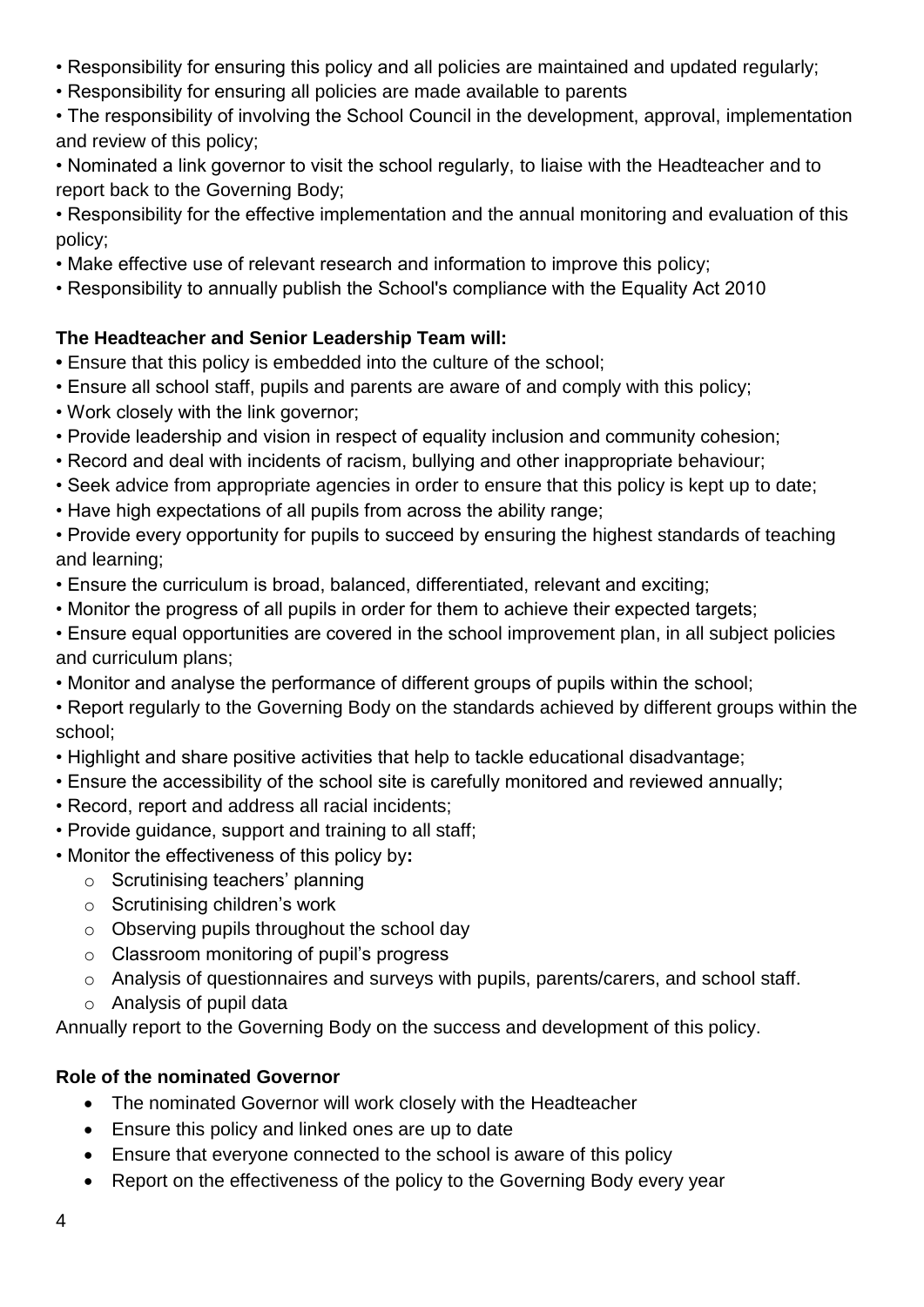- Responsibility for ensuring this policy and all policies are maintained and updated regularly;
- Responsibility for ensuring all policies are made available to parents
- The responsibility of involving the School Council in the development, approval, implementation and review of this policy;
- Nominated a link governor to visit the school regularly, to liaise with the Headteacher and to report back to the Governing Body;
- Responsibility for the effective implementation and the annual monitoring and evaluation of this policy;
- Make effective use of relevant research and information to improve this policy;
- Responsibility to annually publish the School's compliance with the Equality Act 2010

**The Headteacher and Senior Leadership Team will:**

- Ensure that this policy is embedded into the culture of the school;
- Ensure all school staff, pupils and parents are aware of and comply with this policy;
- Work closely with the link governor;
- Provide leadership and vision in respect of equality inclusion and community cohesion;
- Record and deal with incidents of racism, bullying and other inappropriate behaviour;
- Seek advice from appropriate agencies in order to ensure that this policy is kept up to date;
- Have high expectations of all pupils from across the ability range;
- Provide every opportunity for pupils to succeed by ensuring the highest standards of teaching and learning;
- Ensure the curriculum is broad, balanced, differentiated, relevant and exciting;
- Monitor the progress of all pupils in order for them to achieve their expected targets;
- Ensure equal opportunities are covered in the school improvement plan, in all subject policies and curriculum plans;
- Monitor and analyse the performance of different groups of pupils within the school;
- Report regularly to the Governing Body on the standards achieved by different groups within the school;
- Highlight and share positive activities that help to tackle educational disadvantage;
- Ensure the accessibility of the school site is carefully monitored and reviewed annually;
- Record, report and address all racial incidents;
- Provide guidance, support and training to all staff;
- Monitor the effectiveness of this policy by**:**
  - Scrutinising teachers' planning
  - Scrutinising children's work
  - Observing pupils throughout the school day
  - Classroom monitoring of pupil's progress
  - Analysis of questionnaires and surveys with pupils, parents/carers, and school staff.
  - Analysis of pupil data

Annually report to the Governing Body on the success and development of this policy.

**Role of the nominated Governor**

- The nominated Governor will work closely with the Headteacher
- Ensure this policy and linked ones are up to date
- Ensure that everyone connected to the school is aware of this policy
- Report on the effectiveness of the policy to the Governing Body every year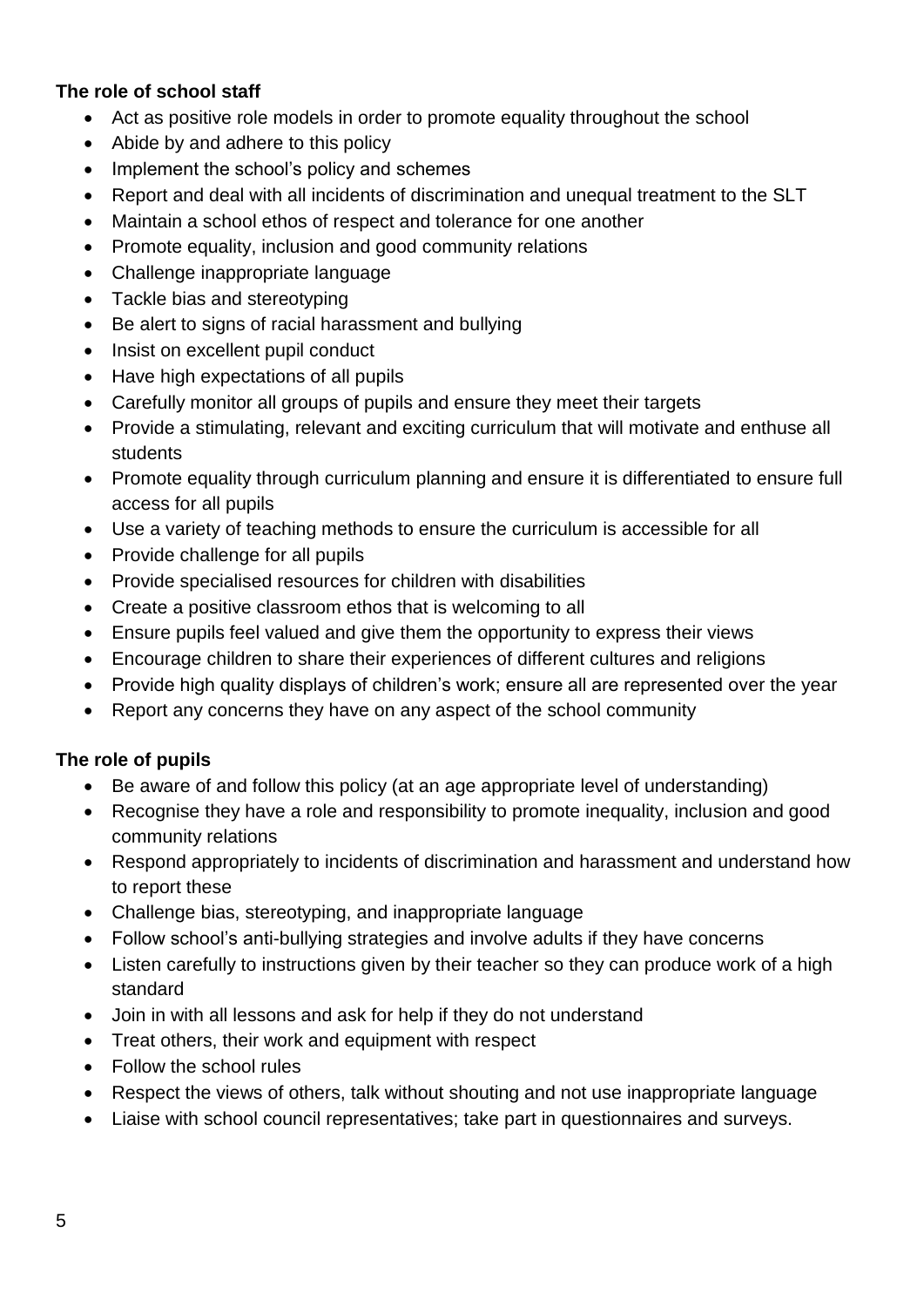**The role of school staff**

- Act as positive role models in order to promote equality throughout the school
- Abide by and adhere to this policy
- Implement the school's policy and schemes
- Report and deal with all incidents of discrimination and unequal treatment to the SLT
- Maintain a school ethos of respect and tolerance for one another
- Promote equality, inclusion and good community relations
- Challenge inappropriate language
- Tackle bias and stereotyping
- Be alert to signs of racial harassment and bullying
- Insist on excellent pupil conduct
- Have high expectations of all pupils
- Carefully monitor all groups of pupils and ensure they meet their targets
- Provide a stimulating, relevant and exciting curriculum that will motivate and enthuse all students
- Promote equality through curriculum planning and ensure it is differentiated to ensure full access for all pupils
- Use a variety of teaching methods to ensure the curriculum is accessible for all
- Provide challenge for all pupils
- Provide specialised resources for children with disabilities
- Create a positive classroom ethos that is welcoming to all
- Ensure pupils feel valued and give them the opportunity to express their views
- Encourage children to share their experiences of different cultures and religions
- Provide high quality displays of children's work; ensure all are represented over the year
- Report any concerns they have on any aspect of the school community

**The role of pupils**

- Be aware of and follow this policy (at an age appropriate level of understanding)
- Recognise they have a role and responsibility to promote inequality, inclusion and good community relations
- Respond appropriately to incidents of discrimination and harassment and understand how to report these
- Challenge bias, stereotyping, and inappropriate language
- Follow school's anti-bullying strategies and involve adults if they have concerns
- Listen carefully to instructions given by their teacher so they can produce work of a high standard
- Join in with all lessons and ask for help if they do not understand
- Treat others, their work and equipment with respect
- Follow the school rules
- Respect the views of others, talk without shouting and not use inappropriate language
- Liaise with school council representatives; take part in questionnaires and surveys.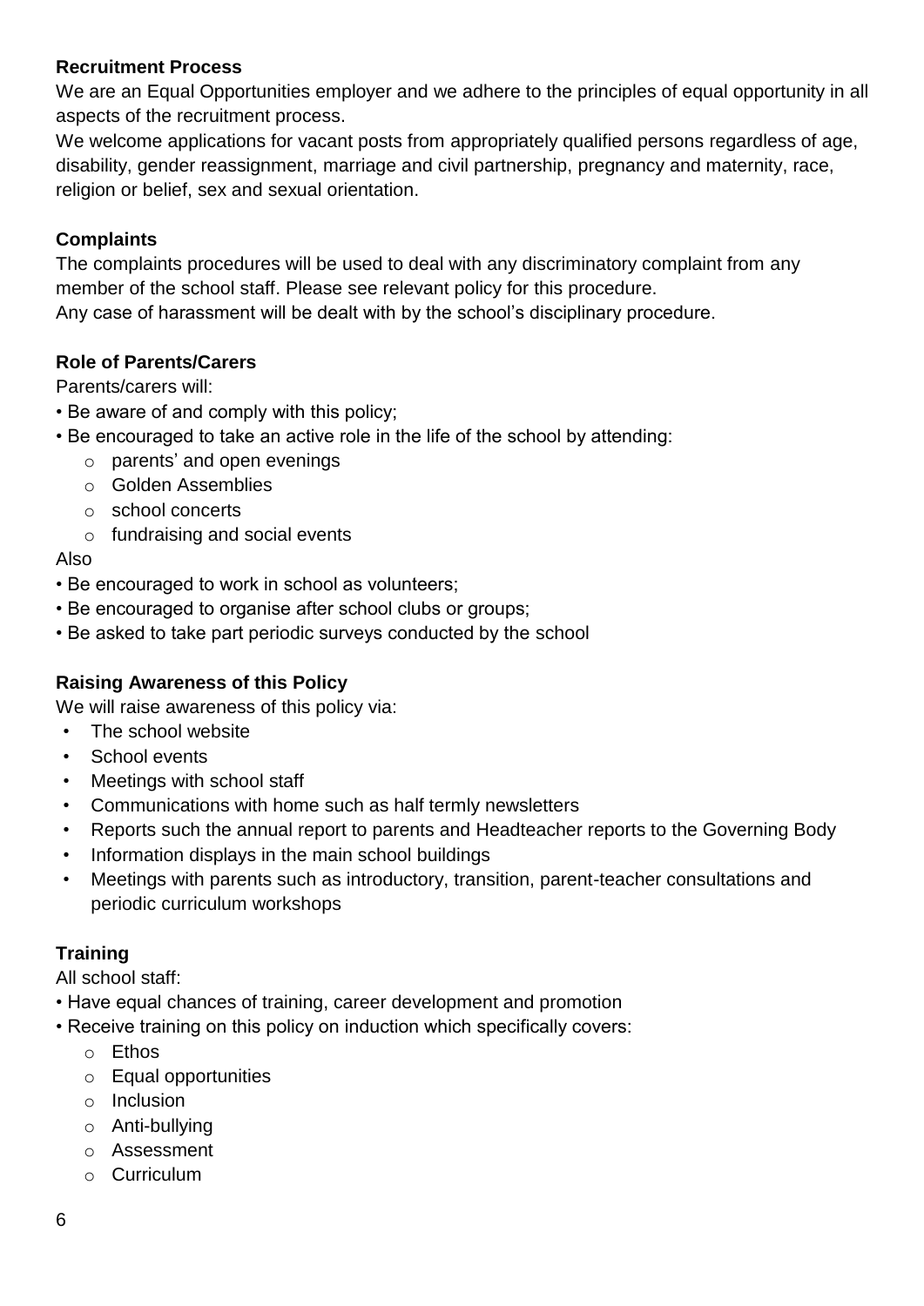**Recruitment Process**

We are an Equal Opportunities employer and we adhere to the principles of equal opportunity in all aspects of the recruitment process.

We welcome applications for vacant posts from appropriately qualified persons regardless of age, disability, gender reassignment, marriage and civil partnership, pregnancy and maternity, race, religion or belief, sex and sexual orientation.

**Complaints**

The complaints procedures will be used to deal with any discriminatory complaint from any member of the school staff. Please see relevant policy for this procedure.

Any case of harassment will be dealt with by the school's disciplinary procedure.

**Role of Parents/Carers**

Parents/carers will:

- Be aware of and comply with this policy;
- Be encouraged to take an active role in the life of the school by attending:
    - parents' and open evenings
    - Golden Assemblies
    - school concerts
    - fundraising and social events

Also

- Be encouraged to work in school as volunteers;
- Be encouraged to organise after school clubs or groups;
- Be asked to take part periodic surveys conducted by the school

**Raising Awareness of this Policy**

We will raise awareness of this policy via:

- The school website
- School events
- Meetings with school staff
- Communications with home such as half termly newsletters
- Reports such the annual report to parents and Headteacher reports to the Governing Body
- Information displays in the main school buildings
- Meetings with parents such as introductory, transition, parent-teacher consultations and periodic curriculum workshops

**Training**

All school staff:

- Have equal chances of training, career development and promotion
- Receive training on this policy on induction which specifically covers:
    - Ethos
    - Equal opportunities
    - Inclusion
    - Anti-bullying
    - Assessment
    - Curriculum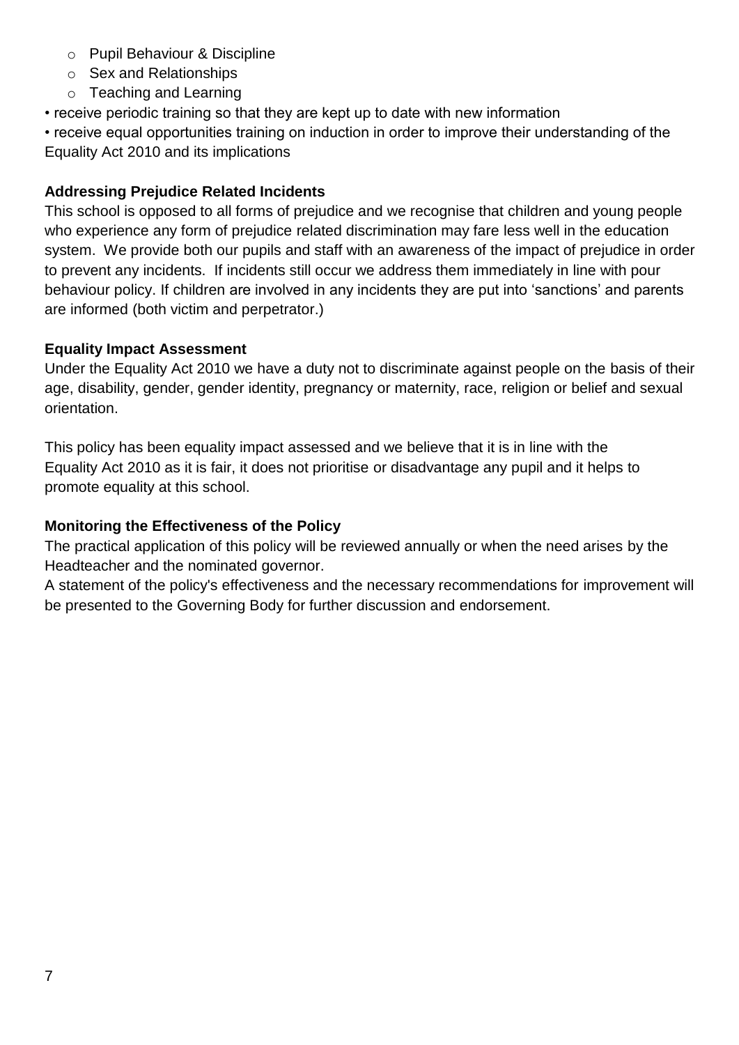- Pupil Behaviour & Discipline
  - Sex and Relationships
  - Teaching and Learning
- receive periodic training so that they are kept up to date with new information
- receive equal opportunities training on induction in order to improve their understanding of the Equality Act 2010 and its implications

**Addressing Prejudice Related Incidents**

This school is opposed to all forms of prejudice and we recognise that children and young people who experience any form of prejudice related discrimination may fare less well in the education system. We provide both our pupils and staff with an awareness of the impact of prejudice in order to prevent any incidents. If incidents still occur we address them immediately in line with pour behaviour policy. If children are involved in any incidents they are put into 'sanctions' and parents are informed (both victim and perpetrator.)

**Equality Impact Assessment**

Under the Equality Act 2010 we have a duty not to discriminate against people on the basis of their age, disability, gender, gender identity, pregnancy or maternity, race, religion or belief and sexual orientation.

This policy has been equality impact assessed and we believe that it is in line with the Equality Act 2010 as it is fair, it does not prioritise or disadvantage any pupil and it helps to promote equality at this school.

**Monitoring the Effectiveness of the Policy**

The practical application of this policy will be reviewed annually or when the need arises by the Headteacher and the nominated governor.

A statement of the policy's effectiveness and the necessary recommendations for improvement will be presented to the Governing Body for further discussion and endorsement.